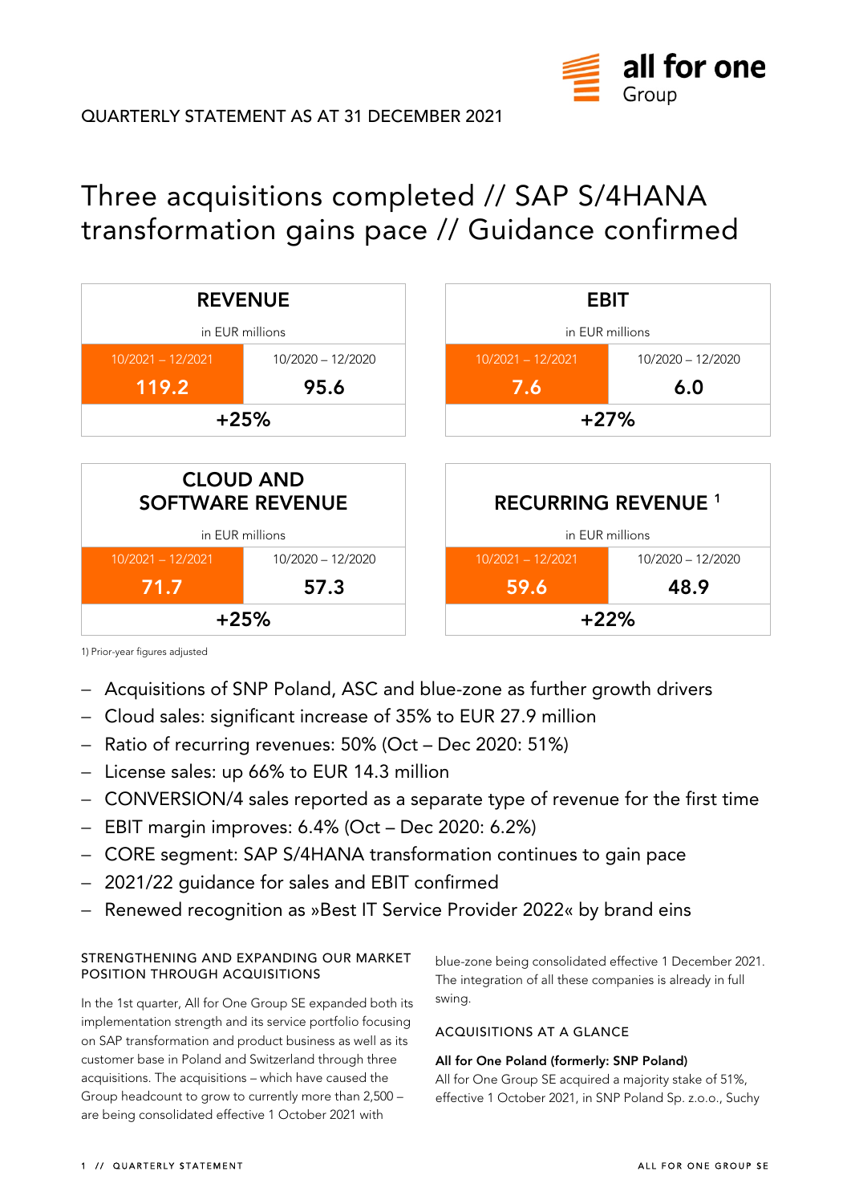QUARTERLY STATEMENT AS AT 31 DECEMBER 2021

# Three acquisitions completed // SAP S/4HANA transformation gains pace // Guidance confirmed

| REVENUE in EUR millions | |
|---|---|
| 10/2021 – 12/2021 | 10/2020 – 12/2020 |
| 119.2 | 95.6 |
| +25% | |

| EBIT in EUR millions | |
|---|---|
| 10/2021 – 12/2021 | 10/2020 – 12/2020 |
| 7.6 | 6.0 |
| +27% | |

| CLOUD AND SOFTWARE REVENUE in EUR millions | |
|---|---|
| 10/2021 – 12/2021 | 10/2020 – 12/2020 |
| 71.7 | 57.3 |
| +25% | |

| RECURRING REVENUE [1] in EUR millions | |
|---|---|
| 10/2021 – 12/2021 | 10/2020 – 12/2020 |
| 59.6 | 48.9 |
| +22% | |

1) Prior-year figures adjusted

- Acquisitions of SNP Poland, ASC and blue-zone as further growth drivers
- Cloud sales: significant increase of 35% to EUR 27.9 million
- Ratio of recurring revenues: 50% (Oct – Dec 2020: 51%)
- License sales: up 66% to EUR 14.3 million
- CONVERSION/4 sales reported as a separate type of revenue for the first time
- EBIT margin improves: 6.4% (Oct – Dec 2020: 6.2%)
- CORE segment: SAP S/4HANA transformation continues to gain pace
- 2021/22 guidance for sales and EBIT confirmed
- Renewed recognition as »Best IT Service Provider 2022« by brand eins

## STRENGTHENING AND EXPANDING OUR MARKET POSITION THROUGH ACQUISITIONS

In the 1st quarter, All for One Group SE expanded both its implementation strength and its service portfolio focusing on SAP transformation and product business as well as its customer base in Poland and Switzerland through three acquisitions. The acquisitions – which have caused the Group headcount to grow to currently more than 2,500 – are being consolidated effective 1 October 2021 with blue-zone being consolidated effective 1 December 2021. The integration of all these companies is already in full swing.

## ACQUISITIONS AT A GLANCE

**All for One Poland (formerly: SNP Poland)**

All for One Group SE acquired a majority stake of 51%, effective 1 October 2021, in SNP Poland Sp. z.o.o., Suchy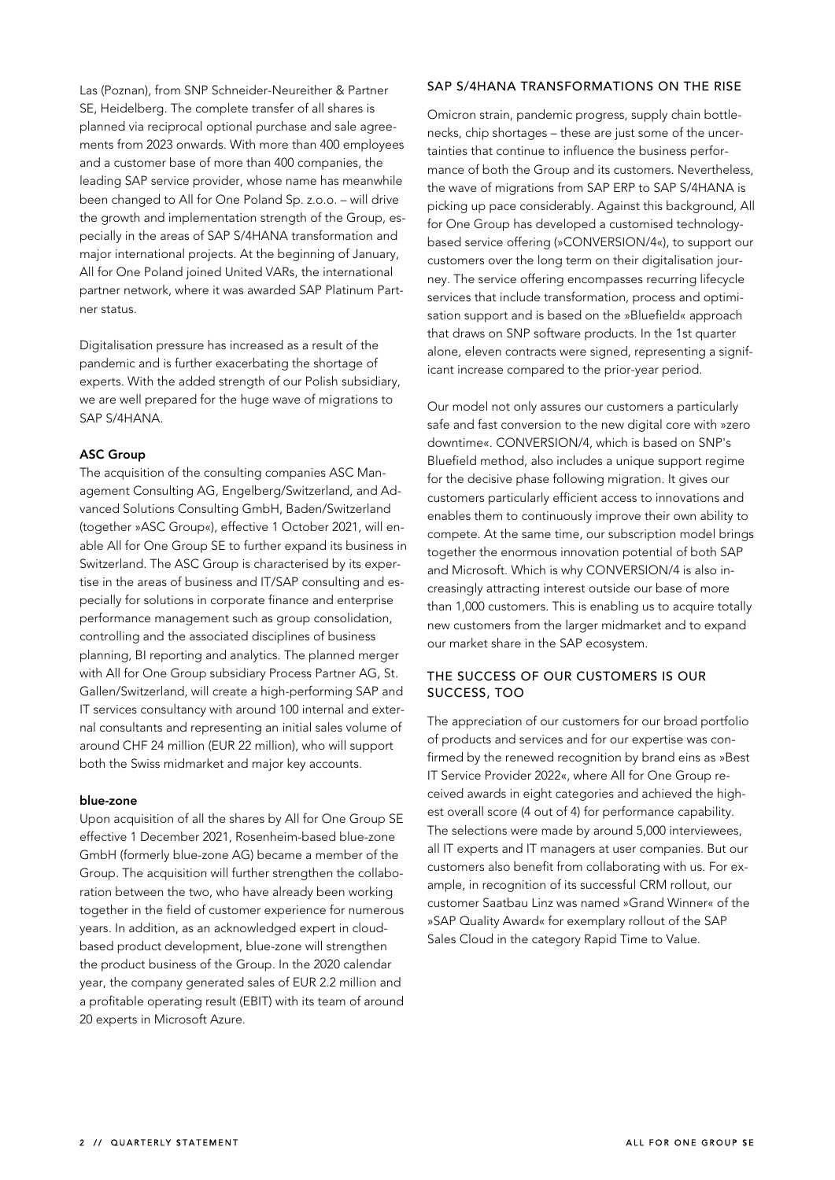Las (Poznan), from SNP Schneider-Neureither & Partner SE, Heidelberg. The complete transfer of all shares is planned via reciprocal optional purchase and sale agreements from 2023 onwards. With more than 400 employees and a customer base of more than 400 companies, the leading SAP service provider, whose name has meanwhile been changed to All for One Poland Sp. z.o.o. – will drive the growth and implementation strength of the Group, especially in the areas of SAP S/4HANA transformation and major international projects. At the beginning of January, All for One Poland joined United VARs, the international partner network, where it was awarded SAP Platinum Partner status.

Digitalisation pressure has increased as a result of the pandemic and is further exacerbating the shortage of experts. With the added strength of our Polish subsidiary, we are well prepared for the huge wave of migrations to SAP S/4HANA.

**ASC Group**

The acquisition of the consulting companies ASC Management Consulting AG, Engelberg/Switzerland, and Advanced Solutions Consulting GmbH, Baden/Switzerland (together »ASC Group«), effective 1 October 2021, will enable All for One Group SE to further expand its business in Switzerland. The ASC Group is characterised by its expertise in the areas of business and IT/SAP consulting and especially for solutions in corporate finance and enterprise performance management such as group consolidation, controlling and the associated disciplines of business planning, BI reporting and analytics. The planned merger with All for One Group subsidiary Process Partner AG, St. Gallen/Switzerland, will create a high-performing SAP and IT services consultancy with around 100 internal and external consultants and representing an initial sales volume of around CHF 24 million (EUR 22 million), who will support both the Swiss midmarket and major key accounts.

**blue-zone**

Upon acquisition of all the shares by All for One Group SE effective 1 December 2021, Rosenheim-based blue-zone GmbH (formerly blue-zone AG) became a member of the Group. The acquisition will further strengthen the collaboration between the two, who have already been working together in the field of customer experience for numerous years. In addition, as an acknowledged expert in cloud-based product development, blue-zone will strengthen the product business of the Group. In the 2020 calendar year, the company generated sales of EUR 2.2 million and a profitable operating result (EBIT) with its team of around 20 experts in Microsoft Azure.

## SAP S/4HANA TRANSFORMATIONS ON THE RISE

Omicron strain, pandemic progress, supply chain bottlenecks, chip shortages – these are just some of the uncertainties that continue to influence the business performance of both the Group and its customers. Nevertheless, the wave of migrations from SAP ERP to SAP S/4HANA is picking up pace considerably. Against this background, All for One Group has developed a customised technology-based service offering (»CONVERSION/4«), to support our customers over the long term on their digitalisation journey. The service offering encompasses recurring lifecycle services that include transformation, process and optimisation support and is based on the »Bluefield« approach that draws on SNP software products. In the 1st quarter alone, eleven contracts were signed, representing a significant increase compared to the prior-year period.

Our model not only assures our customers a particularly safe and fast conversion to the new digital core with »zero downtime«. CONVERSION/4, which is based on SNP's Bluefield method, also includes a unique support regime for the decisive phase following migration. It gives our customers particularly efficient access to innovations and enables them to continuously improve their own ability to compete. At the same time, our subscription model brings together the enormous innovation potential of both SAP and Microsoft. Which is why CONVERSION/4 is also increasingly attracting interest outside our base of more than 1,000 customers. This is enabling us to acquire totally new customers from the larger midmarket and to expand our market share in the SAP ecosystem.

## THE SUCCESS OF OUR CUSTOMERS IS OUR SUCCESS, TOO

The appreciation of our customers for our broad portfolio of products and services and for our expertise was confirmed by the renewed recognition by brand eins as »Best IT Service Provider 2022«, where All for One Group received awards in eight categories and achieved the highest overall score (4 out of 4) for performance capability. The selections were made by around 5,000 interviewees, all IT experts and IT managers at user companies. But our customers also benefit from collaborating with us. For example, in recognition of its successful CRM rollout, our customer Saatbau Linz was named »Grand Winner« of the »SAP Quality Award« for exemplary rollout of the SAP Sales Cloud in the category Rapid Time to Value.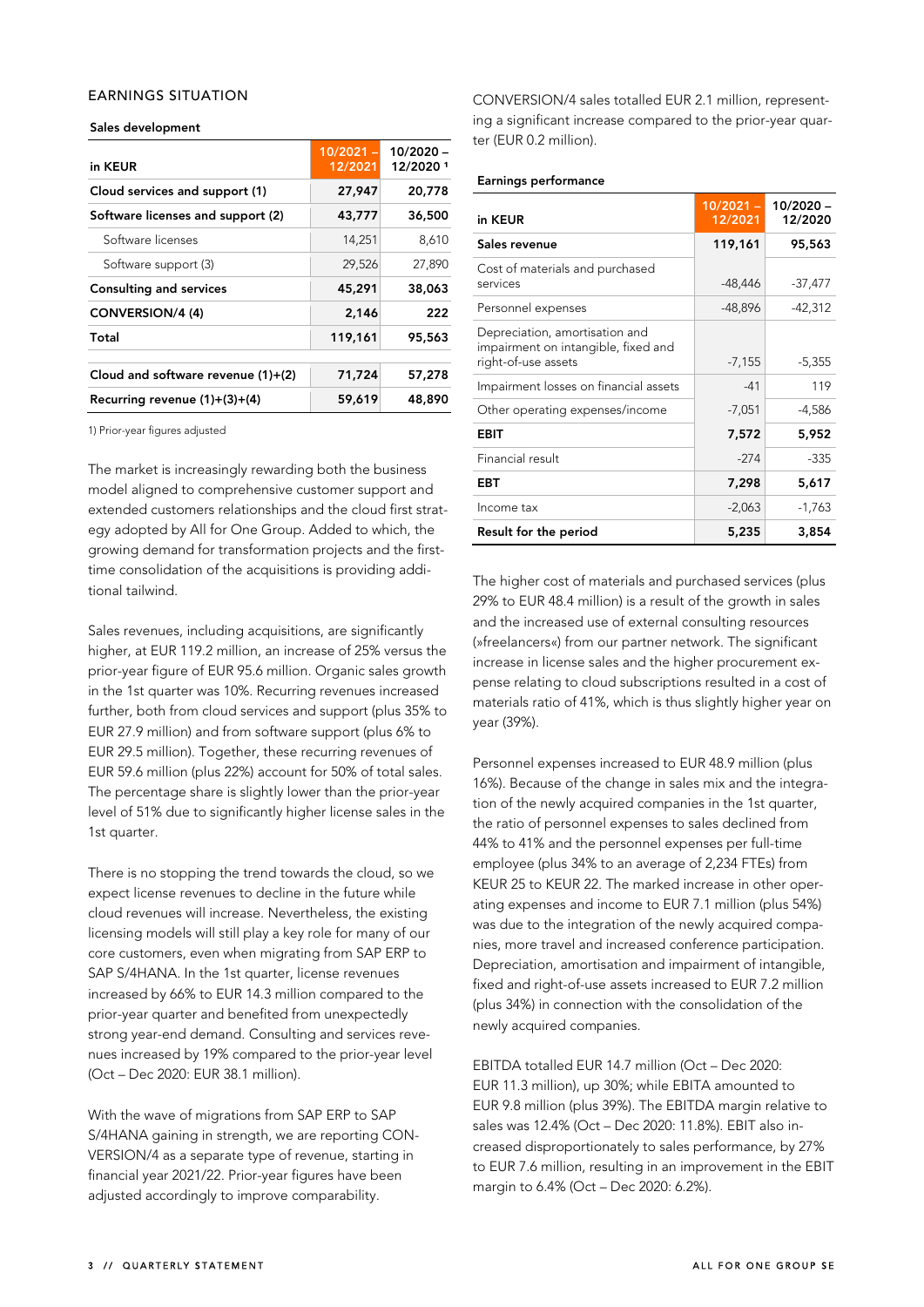## EARNINGS SITUATION

**Sales development**

| in KEUR | 10/2021 – 12/2021 | 10/2020 – 12/2020 [1] |
|---|---|---|
| **Cloud services and support (1)** | **27,947** | **20,778** |
| **Software licenses and support (2)** | **43,777** | **36,500** |
| Software licenses | 14,251 | 8,610 |
| Software support (3) | 29,526 | 27,890 |
| **Consulting and services** | **45,291** | **38,063** |
| **CONVERSION/4 (4)** | **2,146** | **222** |
| **Total** | **119,161** | **95,563** |
| **Cloud and software revenue (1)+(2)** | **71,724** | **57,278** |
| **Recurring revenue (1)+(3)+(4)** | **59,619** | **48,890** |

1) Prior-year figures adjusted

The market is increasingly rewarding both the business model aligned to comprehensive customer support and extended customers relationships and the cloud first strategy adopted by All for One Group. Added to which, the growing demand for transformation projects and the first-time consolidation of the acquisitions is providing additional tailwind.

Sales revenues, including acquisitions, are significantly higher, at EUR 119.2 million, an increase of 25% versus the prior-year figure of EUR 95.6 million. Organic sales growth in the 1st quarter was 10%. Recurring revenues increased further, both from cloud services and support (plus 35% to EUR 27.9 million) and from software support (plus 6% to EUR 29.5 million). Together, these recurring revenues of EUR 59.6 million (plus 22%) account for 50% of total sales. The percentage share is slightly lower than the prior-year level of 51% due to significantly higher license sales in the 1st quarter.

There is no stopping the trend towards the cloud, so we expect license revenues to decline in the future while cloud revenues will increase. Nevertheless, the existing licensing models will still play a key role for many of our core customers, even when migrating from SAP ERP to SAP S/4HANA. In the 1st quarter, license revenues increased by 66% to EUR 14.3 million compared to the prior-year quarter and benefited from unexpectedly strong year-end demand. Consulting and services revenues increased by 19% compared to the prior-year level (Oct – Dec 2020: EUR 38.1 million).

With the wave of migrations from SAP ERP to SAP S/4HANA gaining in strength, we are reporting CONVERSION/4 as a separate type of revenue, starting in financial year 2021/22. Prior-year figures have been adjusted accordingly to improve comparability.

CONVERSION/4 sales totalled EUR 2.1 million, representing a significant increase compared to the prior-year quarter (EUR 0.2 million).

**Earnings performance**

| in KEUR | 10/2021 – 12/2021 | 10/2020 – 12/2020 |
|---|---|---|
| **Sales revenue** | **119,161** | **95,563** |
| Cost of materials and purchased services | -48,446 | -37,477 |
| Personnel expenses | -48,896 | -42,312 |
| Depreciation, amortisation and impairment on intangible, fixed and right-of-use assets | -7,155 | -5,355 |
| Impairment losses on financial assets | -41 | 119 |
| Other operating expenses/income | -7,051 | -4,586 |
| **EBIT** | **7,572** | **5,952** |
| Financial result | -274 | -335 |
| **EBT** | **7,298** | **5,617** |
| Income tax | -2,063 | -1,763 |
| **Result for the period** | **5,235** | **3,854** |

The higher cost of materials and purchased services (plus 29% to EUR 48.4 million) is a result of the growth in sales and the increased use of external consulting resources (»freelancers«) from our partner network. The significant increase in license sales and the higher procurement expense relating to cloud subscriptions resulted in a cost of materials ratio of 41%, which is thus slightly higher year on year (39%).

Personnel expenses increased to EUR 48.9 million (plus 16%). Because of the change in sales mix and the integration of the newly acquired companies in the 1st quarter, the ratio of personnel expenses to sales declined from 44% to 41% and the personnel expenses per full-time employee (plus 34% to an average of 2,234 FTEs) from KEUR 25 to KEUR 22. The marked increase in other operating expenses and income to EUR 7.1 million (plus 54%) was due to the integration of the newly acquired companies, more travel and increased conference participation. Depreciation, amortisation and impairment of intangible, fixed and right-of-use assets increased to EUR 7.2 million (plus 34%) in connection with the consolidation of the newly acquired companies.

EBITDA totalled EUR 14.7 million (Oct – Dec 2020: EUR 11.3 million), up 30%; while EBITA amounted to EUR 9.8 million (plus 39%). The EBITDA margin relative to sales was 12.4% (Oct – Dec 2020: 11.8%). EBIT also increased disproportionately to sales performance, by 27% to EUR 7.6 million, resulting in an improvement in the EBIT margin to 6.4% (Oct – Dec 2020: 6.2%).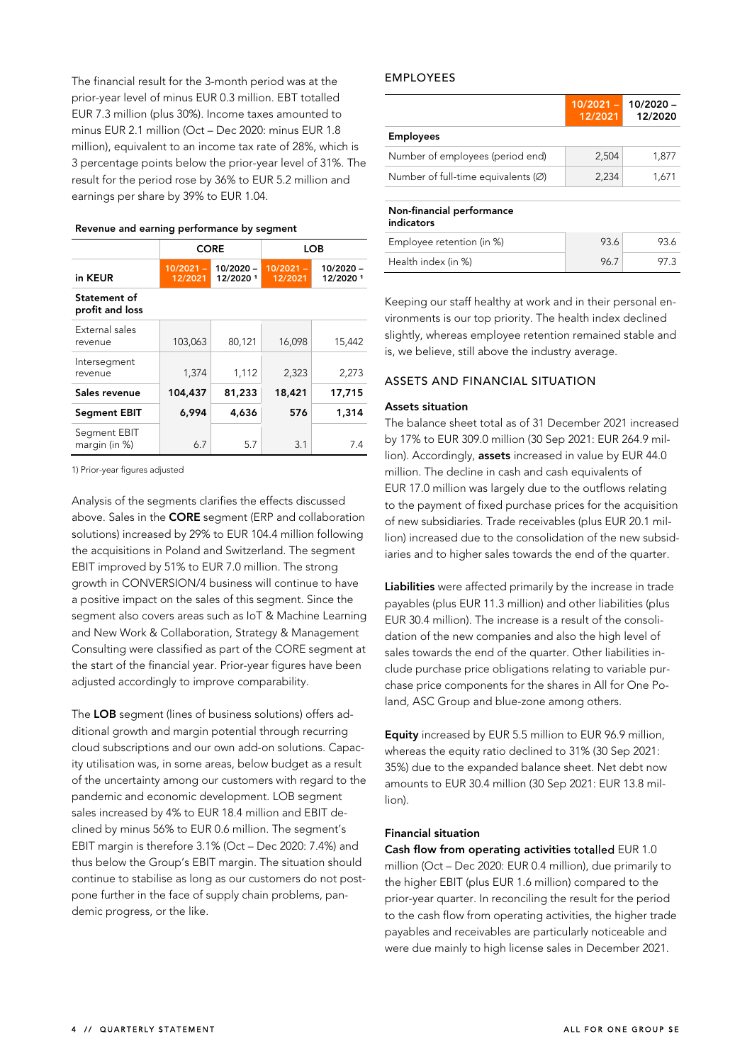The financial result for the 3-month period was at the prior-year level of minus EUR 0.3 million. EBT totalled EUR 7.3 million (plus 30%). Income taxes amounted to minus EUR 2.1 million (Oct – Dec 2020: minus EUR 1.8 million), equivalent to an income tax rate of 28%, which is 3 percentage points below the prior-year level of 31%. The result for the period rose by 36% to EUR 5.2 million and earnings per share by 39% to EUR 1.04.

**Revenue and earning performance by segment**

| | CORE | | LOB | |
|---|---|---|---|---|
| in KEUR | 10/2021 – 12/2021 | 10/2020 – 12/2020 [1] | 10/2021 – 12/2021 | 10/2020 – 12/2020 [1] |
| **Statement of profit and loss** | | | | |
| External sales revenue | 103,063 | 80,121 | 16,098 | 15,442 |
| Intersegment revenue | 1,374 | 1,112 | 2,323 | 2,273 |
| **Sales revenue** | **104,437** | **81,233** | **18,421** | **17,715** |
| **Segment EBIT** | **6,994** | **4,636** | **576** | **1,314** |
| Segment EBIT margin (in %) | 6.7 | 5.7 | 3.1 | 7.4 |

1) Prior-year figures adjusted

Analysis of the segments clarifies the effects discussed above. Sales in the **CORE** segment (ERP and collaboration solutions) increased by 29% to EUR 104.4 million following the acquisitions in Poland and Switzerland. The segment EBIT improved by 51% to EUR 7.0 million. The strong growth in CONVERSION/4 business will continue to have a positive impact on the sales of this segment. Since the segment also covers areas such as IoT & Machine Learning and New Work & Collaboration, Strategy & Management Consulting were classified as part of the CORE segment at the start of the financial year. Prior-year figures have been adjusted accordingly to improve comparability.

The **LOB** segment (lines of business solutions) offers additional growth and margin potential through recurring cloud subscriptions and our own add-on solutions. Capacity utilisation was, in some areas, below budget as a result of the uncertainty among our customers with regard to the pandemic and economic development. LOB segment sales increased by 4% to EUR 18.4 million and EBIT declined by minus 56% to EUR 0.6 million. The segment's EBIT margin is therefore 3.1% (Oct – Dec 2020: 7.4%) and thus below the Group's EBIT margin. The situation should continue to stabilise as long as our customers do not postpone further in the face of supply chain problems, pandemic progress, or the like.

## EMPLOYEES

| | 10/2021 – 12/2021 | 10/2020 – 12/2020 |
|---|---|---|
| **Employees** | | |
| Number of employees (period end) | 2,504 | 1,877 |
| Number of full-time equivalents (∅) | 2,234 | 1,671 |
| **Non-financial performance indicators** | | |
| Employee retention (in %) | 93.6 | 93.6 |
| Health index (in %) | 96.7 | 97.3 |

Keeping our staff healthy at work and in their personal environments is our top priority. The health index declined slightly, whereas employee retention remained stable and is, we believe, still above the industry average.

## ASSETS AND FINANCIAL SITUATION

### Assets situation

The balance sheet total as of 31 December 2021 increased by 17% to EUR 309.0 million (30 Sep 2021: EUR 264.9 million). Accordingly, **assets** increased in value by EUR 44.0 million. The decline in cash and cash equivalents of EUR 17.0 million was largely due to the outflows relating to the payment of fixed purchase prices for the acquisition of new subsidiaries. Trade receivables (plus EUR 20.1 million) increased due to the consolidation of the new subsidiaries and to higher sales towards the end of the quarter.

**Liabilities** were affected primarily by the increase in trade payables (plus EUR 11.3 million) and other liabilities (plus EUR 30.4 million). The increase is a result of the consolidation of the new companies and also the high level of sales towards the end of the quarter. Other liabilities include purchase price obligations relating to variable purchase price components for the shares in All for One Poland, ASC Group and blue-zone among others.

**Equity** increased by EUR 5.5 million to EUR 96.9 million, whereas the equity ratio declined to 31% (30 Sep 2021: 35%) due to the expanded balance sheet. Net debt now amounts to EUR 30.4 million (30 Sep 2021: EUR 13.8 million).

### Financial situation

**Cash flow from operating activities** totalled EUR 1.0 million (Oct – Dec 2020: EUR 0.4 million), due primarily to the higher EBIT (plus EUR 1.6 million) compared to the prior-year quarter. In reconciling the result for the period to the cash flow from operating activities, the higher trade payables and receivables are particularly noticeable and were due mainly to high license sales in December 2021.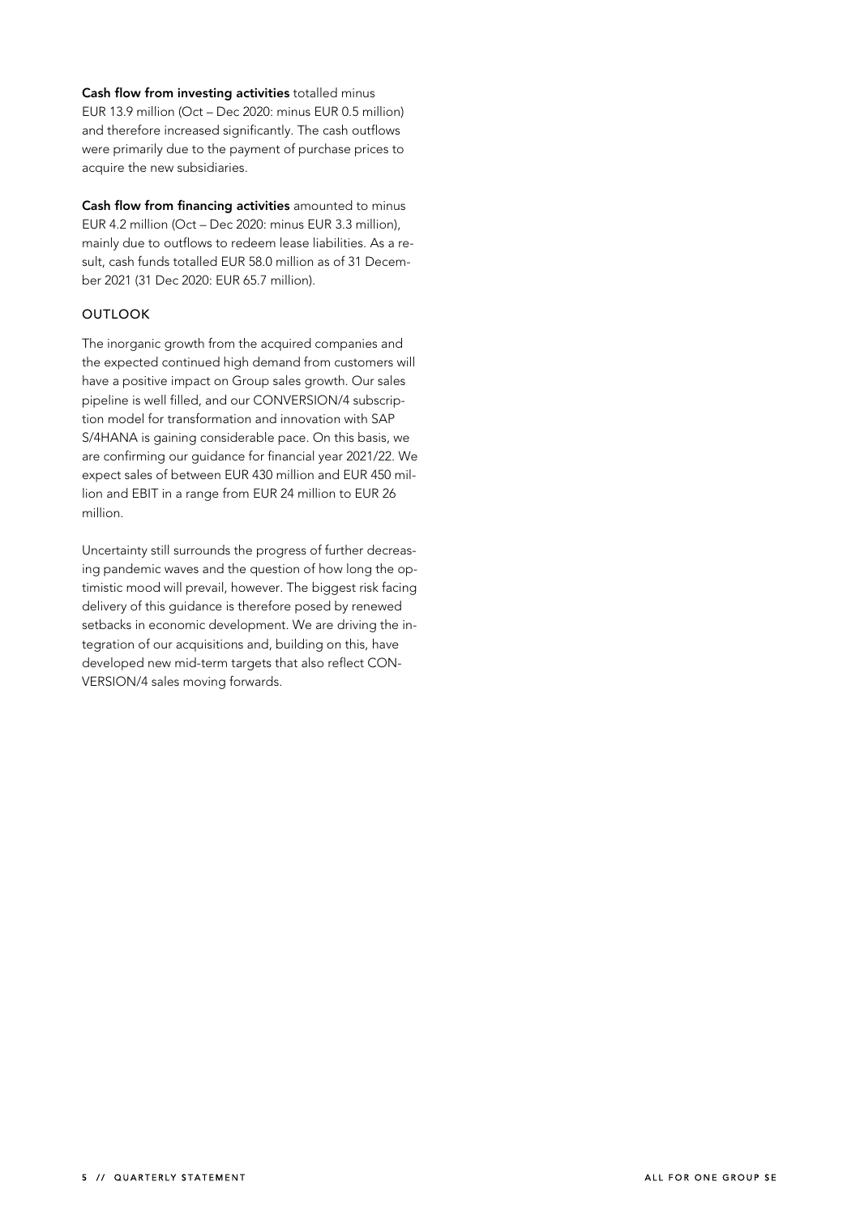**Cash flow from investing activities** totalled minus EUR 13.9 million (Oct – Dec 2020: minus EUR 0.5 million) and therefore increased significantly. The cash outflows were primarily due to the payment of purchase prices to acquire the new subsidiaries.

**Cash flow from financing activities** amounted to minus EUR 4.2 million (Oct – Dec 2020: minus EUR 3.3 million), mainly due to outflows to redeem lease liabilities. As a result, cash funds totalled EUR 58.0 million as of 31 December 2021 (31 Dec 2020: EUR 65.7 million).

## OUTLOOK

The inorganic growth from the acquired companies and the expected continued high demand from customers will have a positive impact on Group sales growth. Our sales pipeline is well filled, and our CONVERSION/4 subscription model for transformation and innovation with SAP S/4HANA is gaining considerable pace. On this basis, we are confirming our guidance for financial year 2021/22. We expect sales of between EUR 430 million and EUR 450 million and EBIT in a range from EUR 24 million to EUR 26 million.

Uncertainty still surrounds the progress of further decreasing pandemic waves and the question of how long the optimistic mood will prevail, however. The biggest risk facing delivery of this guidance is therefore posed by renewed setbacks in economic development. We are driving the integration of our acquisitions and, building on this, have developed new mid-term targets that also reflect CONVERSION/4 sales moving forwards.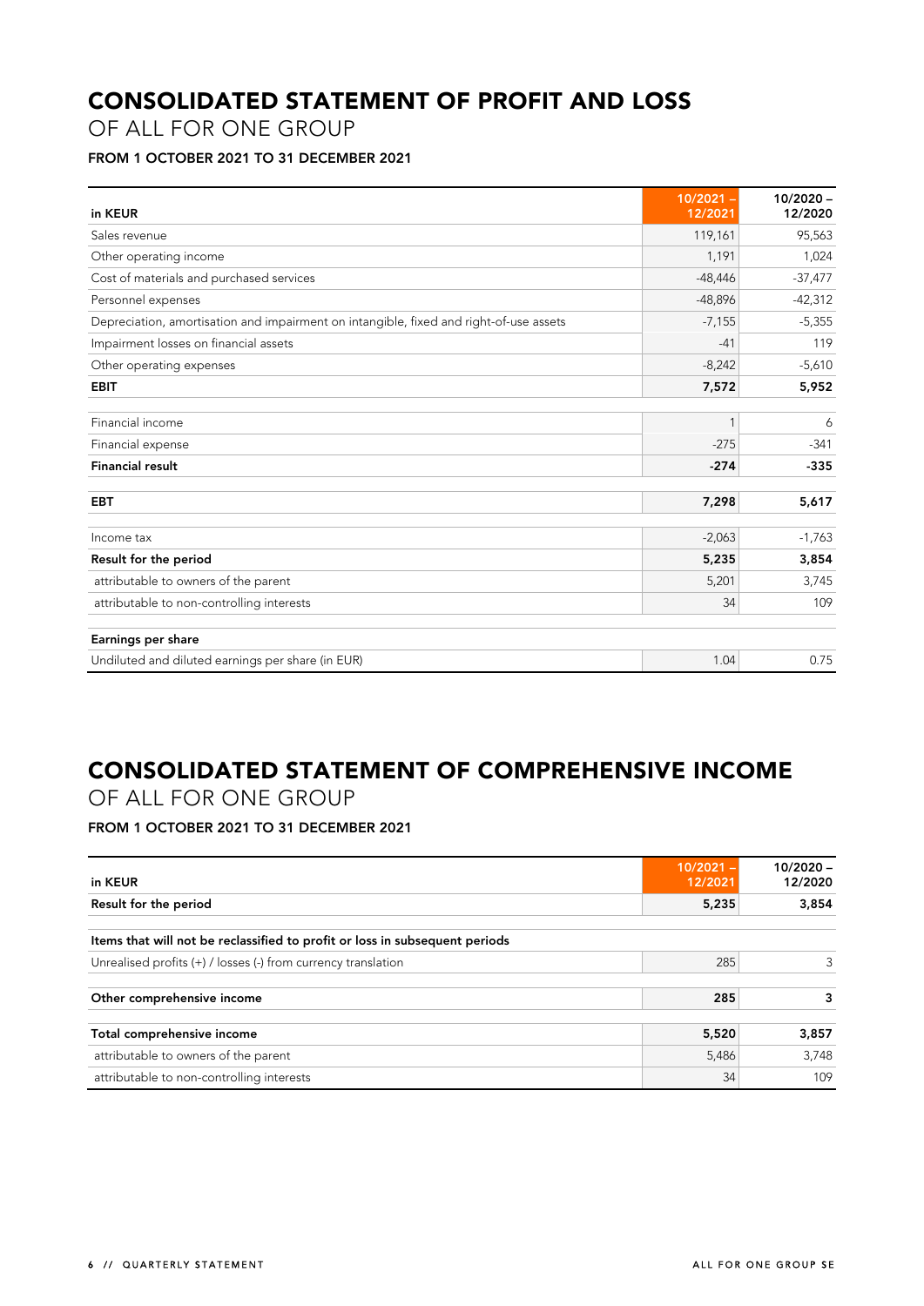# CONSOLIDATED STATEMENT OF PROFIT AND LOSS

OF ALL FOR ONE GROUP

**FROM 1 OCTOBER 2021 TO 31 DECEMBER 2021**

| in KEUR | 10/2021 – 12/2021 | 10/2020 – 12/2020 |
|---|---|---|
| Sales revenue | 119,161 | 95,563 |
| Other operating income | 1,191 | 1,024 |
| Cost of materials and purchased services | -48,446 | -37,477 |
| Personnel expenses | -48,896 | -42,312 |
| Depreciation, amortisation and impairment on intangible, fixed and right-of-use assets | -7,155 | -5,355 |
| Impairment losses on financial assets | -41 | 119 |
| Other operating expenses | -8,242 | -5,610 |
| **EBIT** | **7,572** | **5,952** |
| Financial income | 1 | 6 |
| Financial expense | -275 | -341 |
| **Financial result** | **-274** | **-335** |
| **EBT** | **7,298** | **5,617** |
| Income tax | -2,063 | -1,763 |
| **Result for the period** | **5,235** | **3,854** |
| attributable to owners of the parent | 5,201 | 3,745 |
| attributable to non-controlling interests | 34 | 109 |
| **Earnings per share** | | |
| Undiluted and diluted earnings per share (in EUR) | 1.04 | 0.75 |

# CONSOLIDATED STATEMENT OF COMPREHENSIVE INCOME

OF ALL FOR ONE GROUP

**FROM 1 OCTOBER 2021 TO 31 DECEMBER 2021**

| in KEUR | 10/2021 – 12/2021 | 10/2020 – 12/2020 |
|---|---|---|
| **Result for the period** | **5,235** | **3,854** |
| **Items that will not be reclassified to profit or loss in subsequent periods** | | |
| Unrealised profits (+) / losses (-) from currency translation | 285 | 3 |
| **Other comprehensive income** | **285** | **3** |
| **Total comprehensive income** | **5,520** | **3,857** |
| attributable to owners of the parent | 5,486 | 3,748 |
| attributable to non-controlling interests | 34 | 109 |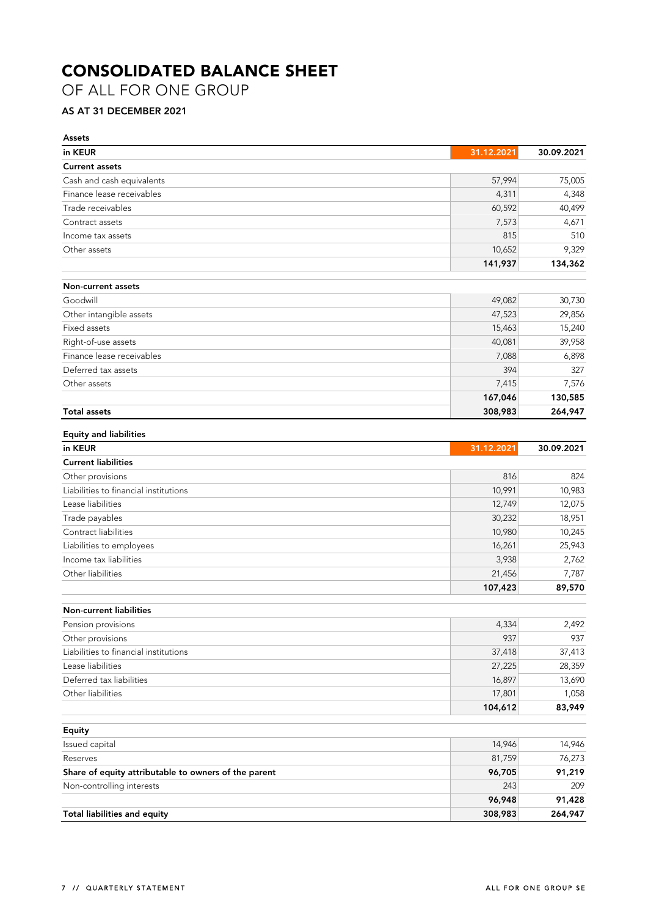# CONSOLIDATED BALANCE SHEET

OF ALL FOR ONE GROUP

### AS AT 31 DECEMBER 2021

**Assets**

| in KEUR | 31.12.2021 | 30.09.2021 |
|---|---|---|
| **Current assets** | | |
| Cash and cash equivalents | 57,994 | 75,005 |
| Finance lease receivables | 4,311 | 4,348 |
| Trade receivables | 60,592 | 40,499 |
| Contract assets | 7,573 | 4,671 |
| Income tax assets | 815 | 510 |
| Other assets | 10,652 | 9,329 |
| | **141,937** | **134,362** |
| **Non-current assets** | | |
| Goodwill | 49,082 | 30,730 |
| Other intangible assets | 47,523 | 29,856 |
| Fixed assets | 15,463 | 15,240 |
| Right-of-use assets | 40,081 | 39,958 |
| Finance lease receivables | 7,088 | 6,898 |
| Deferred tax assets | 394 | 327 |
| Other assets | 7,415 | 7,576 |
| | **167,046** | **130,585** |
| **Total assets** | **308,983** | **264,947** |

**Equity and liabilities**

| in KEUR | 31.12.2021 | 30.09.2021 |
|---|---|---|
| **Current liabilities** | | |
| Other provisions | 816 | 824 |
| Liabilities to financial institutions | 10,991 | 10,983 |
| Lease liabilities | 12,749 | 12,075 |
| Trade payables | 30,232 | 18,951 |
| Contract liabilities | 10,980 | 10,245 |
| Liabilities to employees | 16,261 | 25,943 |
| Income tax liabilities | 3,938 | 2,762 |
| Other liabilities | 21,456 | 7,787 |
| | **107,423** | **89,570** |
| **Non-current liabilities** | | |
| Pension provisions | 4,334 | 2,492 |
| Other provisions | 937 | 937 |
| Liabilities to financial institutions | 37,418 | 37,413 |
| Lease liabilities | 27,225 | 28,359 |
| Deferred tax liabilities | 16,897 | 13,690 |
| Other liabilities | 17,801 | 1,058 |
| | **104,612** | **83,949** |
| **Equity** | | |
| Issued capital | 14,946 | 14,946 |
| Reserves | 81,759 | 76,273 |
| **Share of equity attributable to owners of the parent** | **96,705** | **91,219** |
| Non-controlling interests | 243 | 209 |
| | **96,948** | **91,428** |
| **Total liabilities and equity** | **308,983** | **264,947** |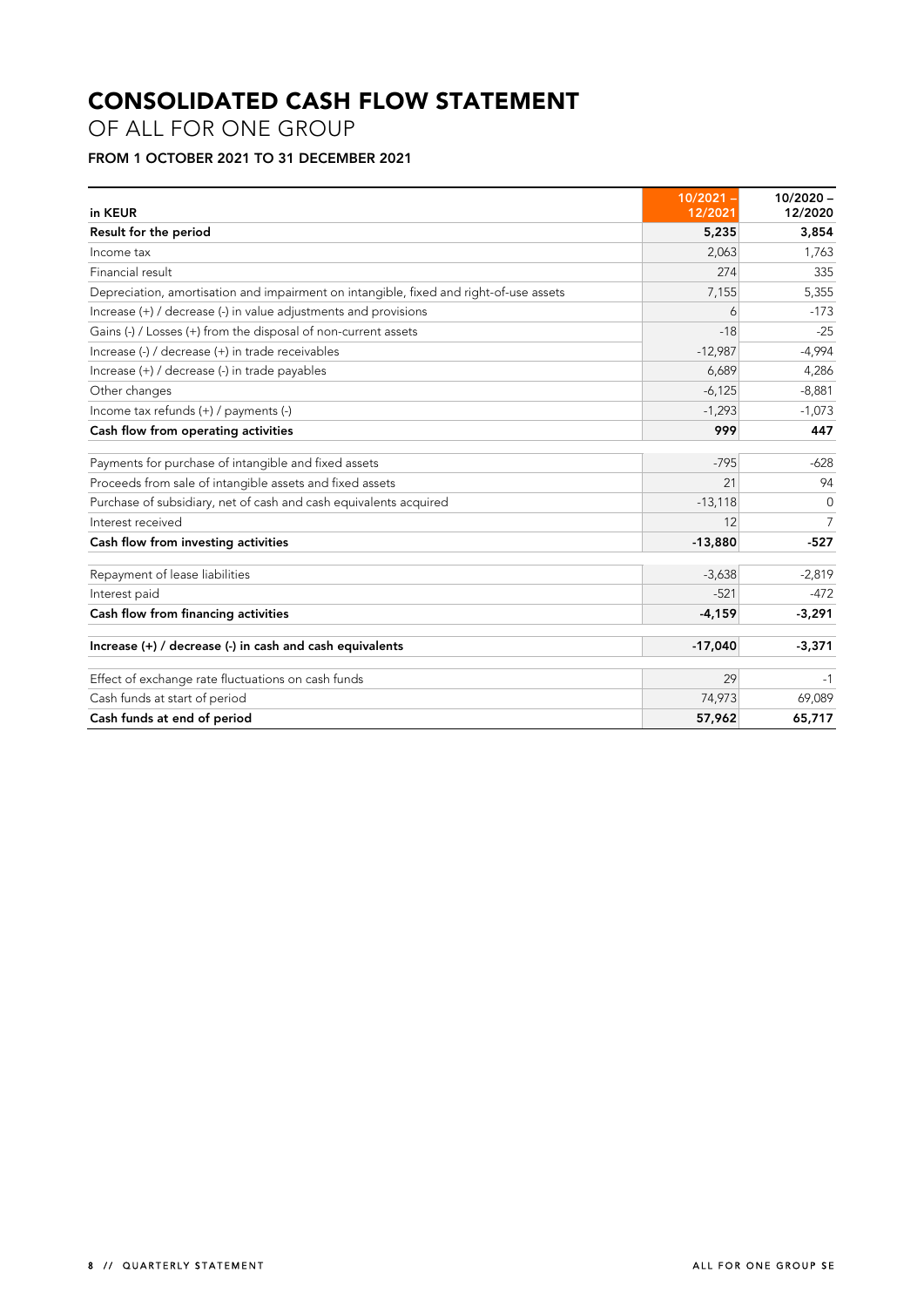# CONSOLIDATED CASH FLOW STATEMENT

OF ALL FOR ONE GROUP

### FROM 1 OCTOBER 2021 TO 31 DECEMBER 2021

| in KEUR | 10/2021 – 12/2021 | 10/2020 – 12/2020 |
|---|---|---|
| **Result for the period** | **5,235** | **3,854** |
| Income tax | 2,063 | 1,763 |
| Financial result | 274 | 335 |
| Depreciation, amortisation and impairment on intangible, fixed and right-of-use assets | 7,155 | 5,355 |
| Increase (+) / decrease (-) in value adjustments and provisions | 6 | -173 |
| Gains (-) / Losses (+) from the disposal of non-current assets | -18 | -25 |
| Increase (-) / decrease (+) in trade receivables | -12,987 | -4,994 |
| Increase (+) / decrease (-) in trade payables | 6,689 | 4,286 |
| Other changes | -6,125 | -8,881 |
| Income tax refunds (+) / payments (-) | -1,293 | -1,073 |
| **Cash flow from operating activities** | **999** | **447** |
| Payments for purchase of intangible and fixed assets | -795 | -628 |
| Proceeds from sale of intangible assets and fixed assets | 21 | 94 |
| Purchase of subsidiary, net of cash and cash equivalents acquired | -13,118 | 0 |
| Interest received | 12 | 7 |
| **Cash flow from investing activities** | **-13,880** | **-527** |
| Repayment of lease liabilities | -3,638 | -2,819 |
| Interest paid | -521 | -472 |
| **Cash flow from financing activities** | **-4,159** | **-3,291** |
| **Increase (+) / decrease (-) in cash and cash equivalents** | **-17,040** | **-3,371** |
| Effect of exchange rate fluctuations on cash funds | 29 | -1 |
| Cash funds at start of period | 74,973 | 69,089 |
| **Cash funds at end of period** | **57,962** | **65,717** |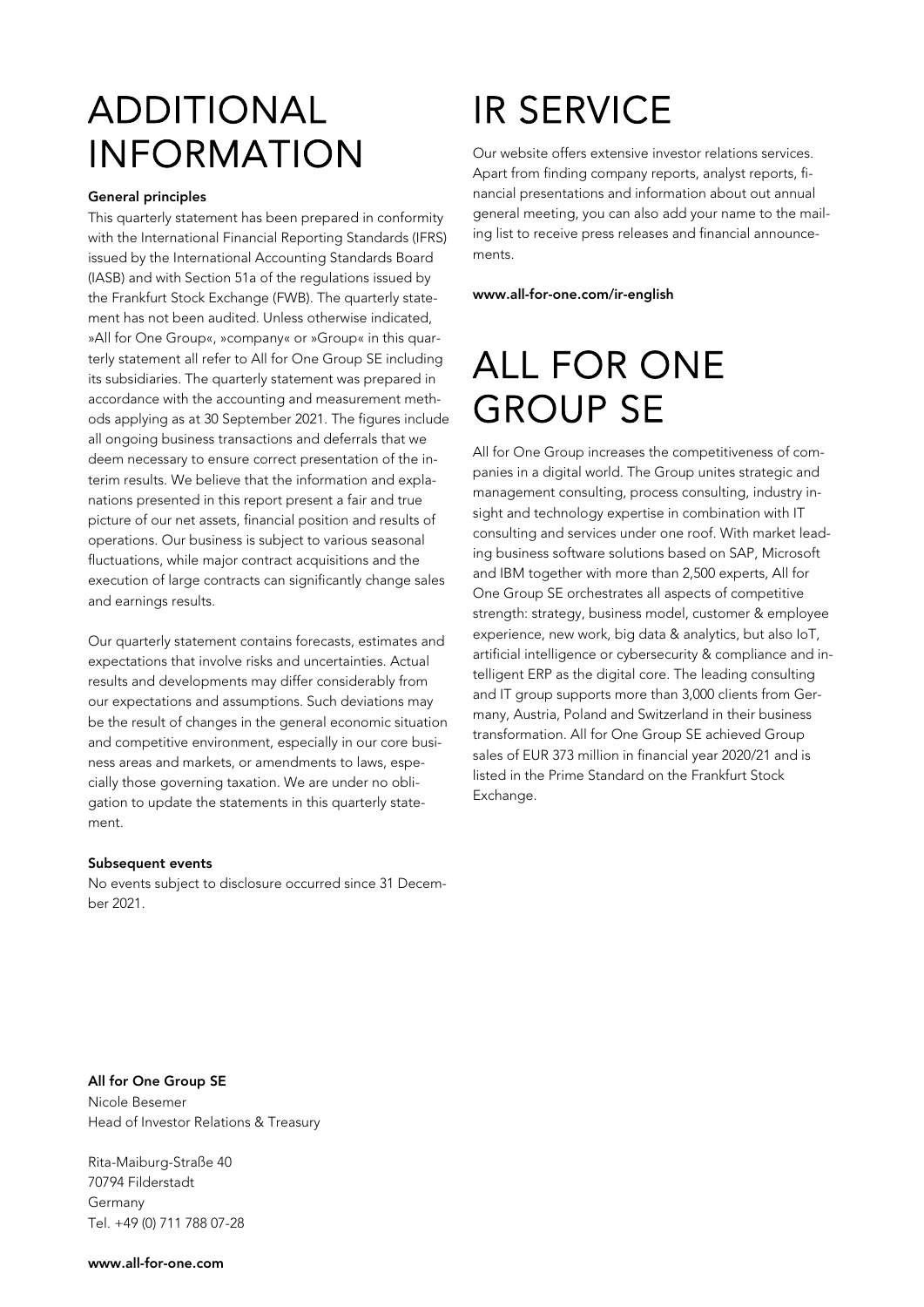# ADDITIONAL INFORMATION

### General principles

This quarterly statement has been prepared in conformity with the International Financial Reporting Standards (IFRS) issued by the International Accounting Standards Board (IASB) and with Section 51a of the regulations issued by the Frankfurt Stock Exchange (FWB). The quarterly statement has not been audited. Unless otherwise indicated, »All for One Group«, »company« or »Group« in this quarterly statement all refer to All for One Group SE including its subsidiaries. The quarterly statement was prepared in accordance with the accounting and measurement methods applying as at 30 September 2021. The figures include all ongoing business transactions and deferrals that we deem necessary to ensure correct presentation of the interim results. We believe that the information and explanations presented in this report present a fair and true picture of our net assets, financial position and results of operations. Our business is subject to various seasonal fluctuations, while major contract acquisitions and the execution of large contracts can significantly change sales and earnings results.

Our quarterly statement contains forecasts, estimates and expectations that involve risks and uncertainties. Actual results and developments may differ considerably from our expectations and assumptions. Such deviations may be the result of changes in the general economic situation and competitive environment, especially in our core business areas and markets, or amendments to laws, especially those governing taxation. We are under no obligation to update the statements in this quarterly statement.

### Subsequent events

No events subject to disclosure occurred since 31 December 2021.

# IR SERVICE

Our website offers extensive investor relations services. Apart from finding company reports, analyst reports, financial presentations and information about out annual general meeting, you can also add your name to the mailing list to receive press releases and financial announcements.

**www.all-for-one.com/ir-english**

# ALL FOR ONE GROUP SE

All for One Group increases the competitiveness of companies in a digital world. The Group unites strategic and management consulting, process consulting, industry insight and technology expertise in combination with IT consulting and services under one roof. With market leading business software solutions based on SAP, Microsoft and IBM together with more than 2,500 experts, All for One Group SE orchestrates all aspects of competitive strength: strategy, business model, customer & employee experience, new work, big data & analytics, but also IoT, artificial intelligence or cybersecurity & compliance and intelligent ERP as the digital core. The leading consulting and IT group supports more than 3,000 clients from Germany, Austria, Poland and Switzerland in their business transformation. All for One Group SE achieved Group sales of EUR 373 million in financial year 2020/21 and is listed in the Prime Standard on the Frankfurt Stock Exchange.

**All for One Group SE**
Nicole Besemer
Head of Investor Relations & Treasury

Rita-Maiburg-Straße 40
70794 Filderstadt
Germany
Tel. +49 (0) 711 788 07-28

**www.all-for-one.com**